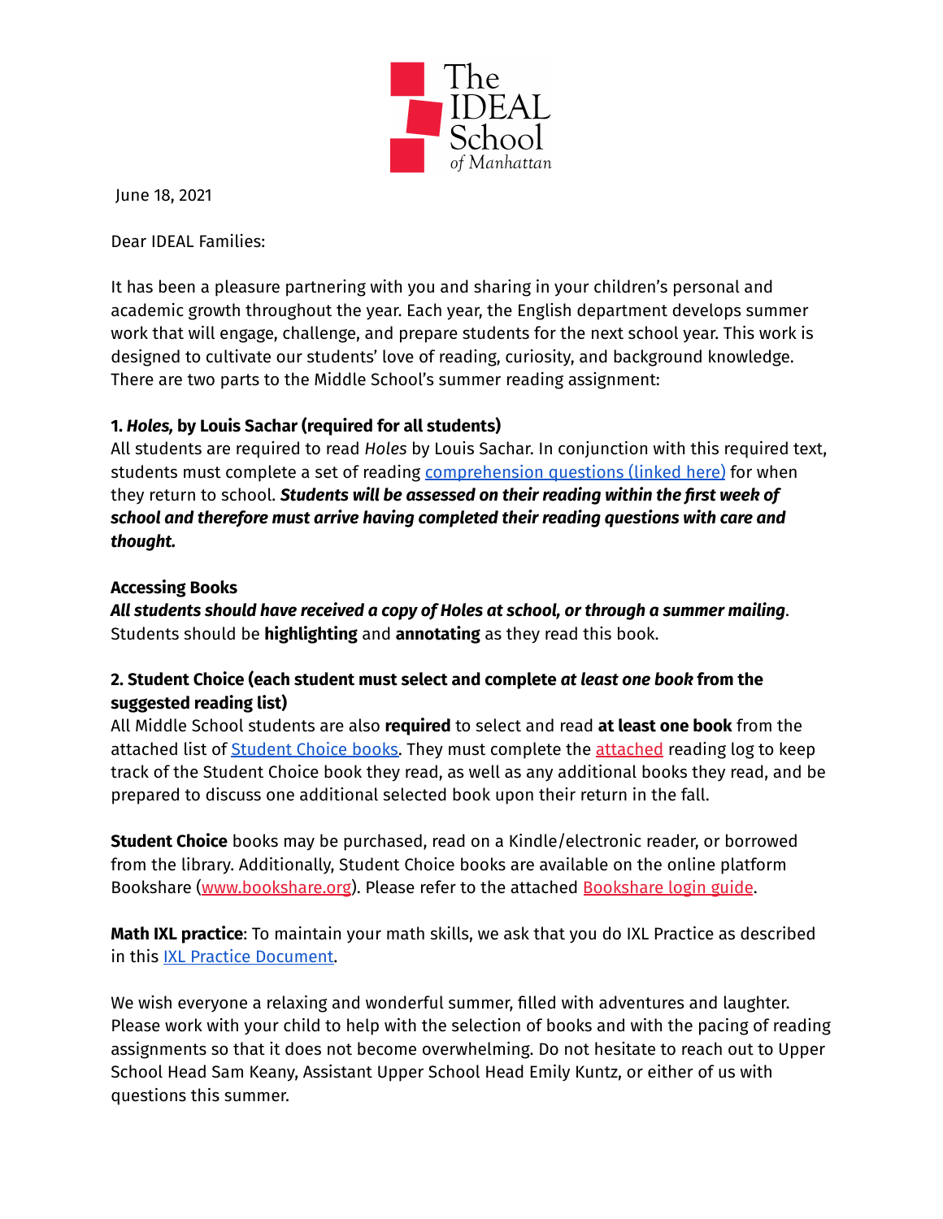The IDEAL School of Manhattan

June 18, 2021

Dear IDEAL Families:

It has been a pleasure partnering with you and sharing in your children's personal and academic growth throughout the year. Each year, the English department develops summer work that will engage, challenge, and prepare students for the next school year. This work is designed to cultivate our students' love of reading, curiosity, and background knowledge. There are two parts to the Middle School's summer reading assignment:

**1. *Holes,* by Louis Sachar (required for all students)**

All students are required to read *Holes* by Louis Sachar. In conjunction with this required text, students must complete a set of reading comprehension questions (linked here) for when they return to school. ***Students will be assessed on their reading within the first week of school and therefore must arrive having completed their reading questions with care and thought.***

**Accessing Books**

***All students should have received a copy of Holes at school, or through a summer mailing***. Students should be **highlighting** and **annotating** as they read this book.

**2. Student Choice (each student must select and complete *at least one book* from the suggested reading list)**

All Middle School students are also **required** to select and read **at least one book** from the attached list of Student Choice books. They must complete the attached reading log to keep track of the Student Choice book they read, as well as any additional books they read, and be prepared to discuss one additional selected book upon their return in the fall.

**Student Choice** books may be purchased, read on a Kindle/electronic reader, or borrowed from the library. Additionally, Student Choice books are available on the online platform Bookshare (www.bookshare.org). Please refer to the attached Bookshare login guide.

**Math IXL practice**: To maintain your math skills, we ask that you do IXL Practice as described in this IXL Practice Document.

We wish everyone a relaxing and wonderful summer, filled with adventures and laughter. Please work with your child to help with the selection of books and with the pacing of reading assignments so that it does not become overwhelming. Do not hesitate to reach out to Upper School Head Sam Keany, Assistant Upper School Head Emily Kuntz, or either of us with questions this summer.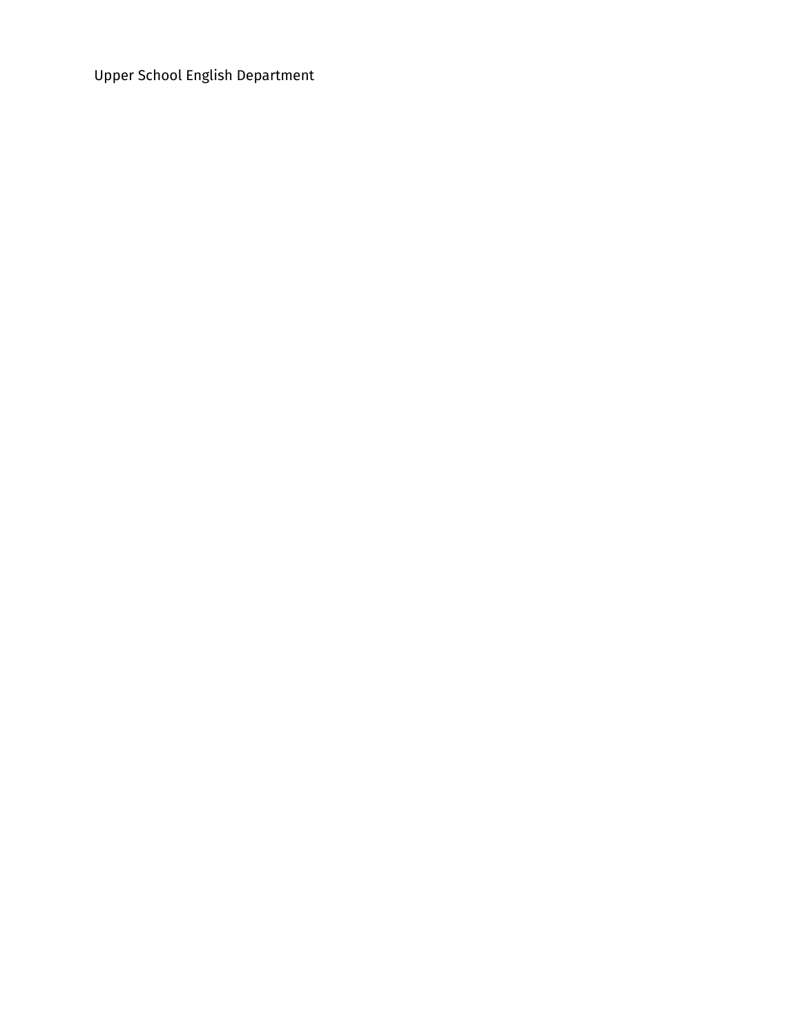Upper School English Department